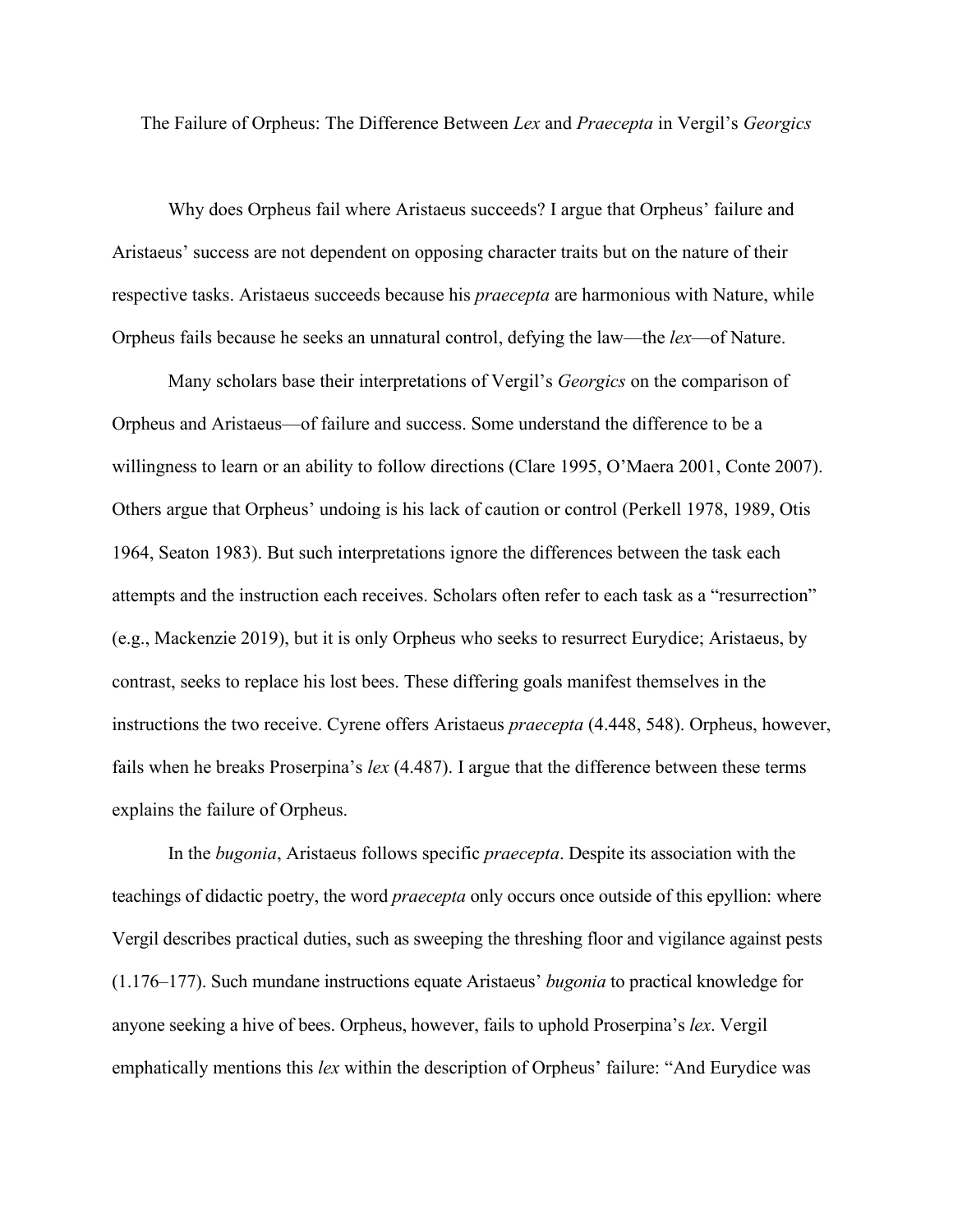# The Failure of Orpheus: The Difference Between *Lex* and *Praecepta* in Vergil's *Georgics*

Why does Orpheus fail where Aristaeus succeeds? I argue that Orpheus' failure and Aristaeus' success are not dependent on opposing character traits but on the nature of their respective tasks. Aristaeus succeeds because his *praecepta* are harmonious with Nature, while Orpheus fails because he seeks an unnatural control, defying the law—the *lex*—of Nature.

Many scholars base their interpretations of Vergil's *Georgics* on the comparison of Orpheus and Aristaeus—of failure and success. Some understand the difference to be a willingness to learn or an ability to follow directions (Clare 1995, O'Maera 2001, Conte 2007). Others argue that Orpheus' undoing is his lack of caution or control (Perkell 1978, 1989, Otis 1964, Seaton 1983). But such interpretations ignore the differences between the task each attempts and the instruction each receives. Scholars often refer to each task as a "resurrection" (e.g., Mackenzie 2019), but it is only Orpheus who seeks to resurrect Eurydice; Aristaeus, by contrast, seeks to replace his lost bees. These differing goals manifest themselves in the instructions the two receive. Cyrene offers Aristaeus *praecepta* (4.448, 548). Orpheus, however, fails when he breaks Proserpina's *lex* (4.487). I argue that the difference between these terms explains the failure of Orpheus.

In the *bugonia*, Aristaeus follows specific *praecepta*. Despite its association with the teachings of didactic poetry, the word *praecepta* only occurs once outside of this epyllion: where Vergil describes practical duties, such as sweeping the threshing floor and vigilance against pests (1.176–177). Such mundane instructions equate Aristaeus' *bugonia* to practical knowledge for anyone seeking a hive of bees. Orpheus, however, fails to uphold Proserpina's *lex*. Vergil emphatically mentions this *lex* within the description of Orpheus' failure: "And Eurydice was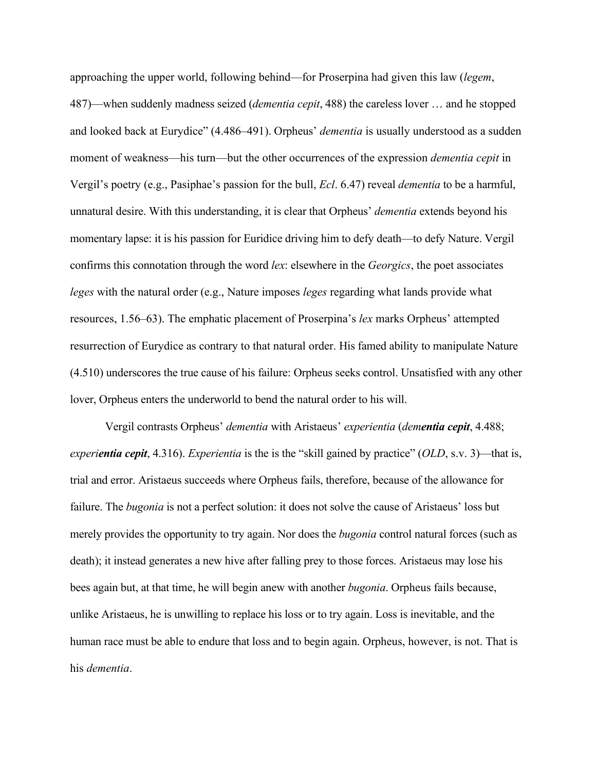approaching the upper world, following behind—for Proserpina had given this law (*legem*, 487)—when suddenly madness seized (*dementia cepit*, 488) the careless lover … and he stopped and looked back at Eurydice" (4.486–491). Orpheus' *dementia* is usually understood as a sudden moment of weakness—his turn—but the other occurrences of the expression *dementia cepit* in Vergil's poetry (e.g., Pasiphae's passion for the bull, *Ecl*. 6.47) reveal *dementia* to be a harmful, unnatural desire. With this understanding, it is clear that Orpheus' *dementia* extends beyond his momentary lapse: it is his passion for Euridice driving him to defy death—to defy Nature. Vergil confirms this connotation through the word *lex*: elsewhere in the *Georgics*, the poet associates *leges* with the natural order (e.g., Nature imposes *leges* regarding what lands provide what resources, 1.56–63). The emphatic placement of Proserpina's *lex* marks Orpheus' attempted resurrection of Eurydice as contrary to that natural order. His famed ability to manipulate Nature (4.510) underscores the true cause of his failure: Orpheus seeks control. Unsatisfied with any other lover, Orpheus enters the underworld to bend the natural order to his will.

Vergil contrasts Orpheus' *dementia* with Aristaeus' *experientia* (*dem**entia cepit***, 4.488; *experi**entia cepit***, 4.316). *Experientia* is the is the "skill gained by practice" (*OLD*, s.v. 3)—that is, trial and error. Aristaeus succeeds where Orpheus fails, therefore, because of the allowance for failure. The *bugonia* is not a perfect solution: it does not solve the cause of Aristaeus' loss but merely provides the opportunity to try again. Nor does the *bugonia* control natural forces (such as death); it instead generates a new hive after falling prey to those forces. Aristaeus may lose his bees again but, at that time, he will begin anew with another *bugonia*. Orpheus fails because, unlike Aristaeus, he is unwilling to replace his loss or to try again. Loss is inevitable, and the human race must be able to endure that loss and to begin again. Orpheus, however, is not. That is his *dementia*.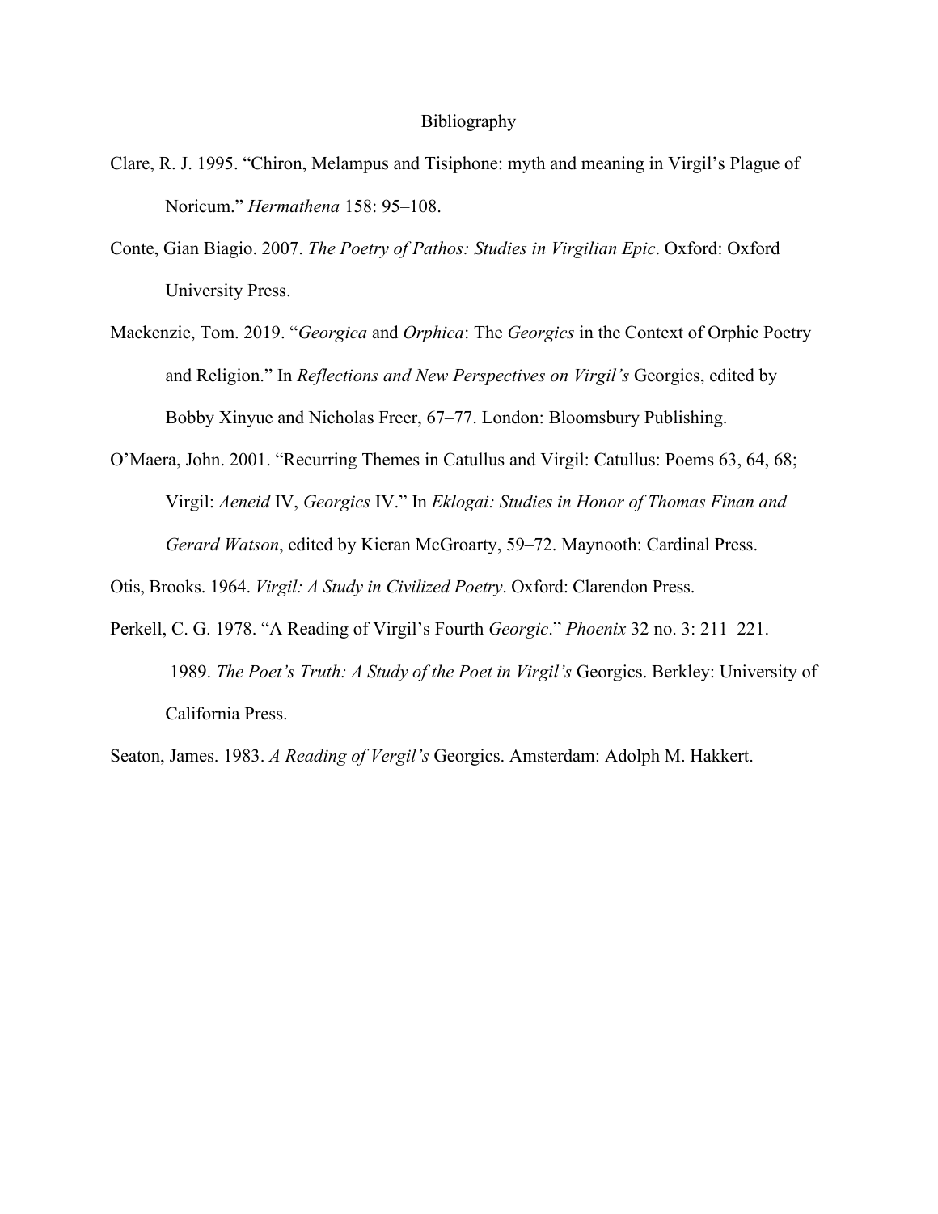# Bibliography

Clare, R. J. 1995. "Chiron, Melampus and Tisiphone: myth and meaning in Virgil's Plague of Noricum." *Hermathena* 158: 95–108.

Conte, Gian Biagio. 2007. *The Poetry of Pathos: Studies in Virgilian Epic*. Oxford: Oxford University Press.

Mackenzie, Tom. 2019. "*Georgica* and *Orphica*: The *Georgics* in the Context of Orphic Poetry and Religion." In *Reflections and New Perspectives on Virgil's* Georgics, edited by Bobby Xinyue and Nicholas Freer, 67–77. London: Bloomsbury Publishing.

O'Maera, John. 2001. "Recurring Themes in Catullus and Virgil: Catullus: Poems 63, 64, 68; Virgil: *Aeneid* IV, *Georgics* IV." In *Eklogai: Studies in Honor of Thomas Finan and Gerard Watson*, edited by Kieran McGroarty, 59–72. Maynooth: Cardinal Press.

Otis, Brooks. 1964. *Virgil: A Study in Civilized Poetry*. Oxford: Clarendon Press.

Perkell, C. G. 1978. "A Reading of Virgil's Fourth *Georgic*." *Phoenix* 32 no. 3: 211–221.

——— 1989. *The Poet's Truth: A Study of the Poet in Virgil's* Georgics. Berkley: University of California Press.

Seaton, James. 1983. *A Reading of Vergil's* Georgics. Amsterdam: Adolph M. Hakkert.